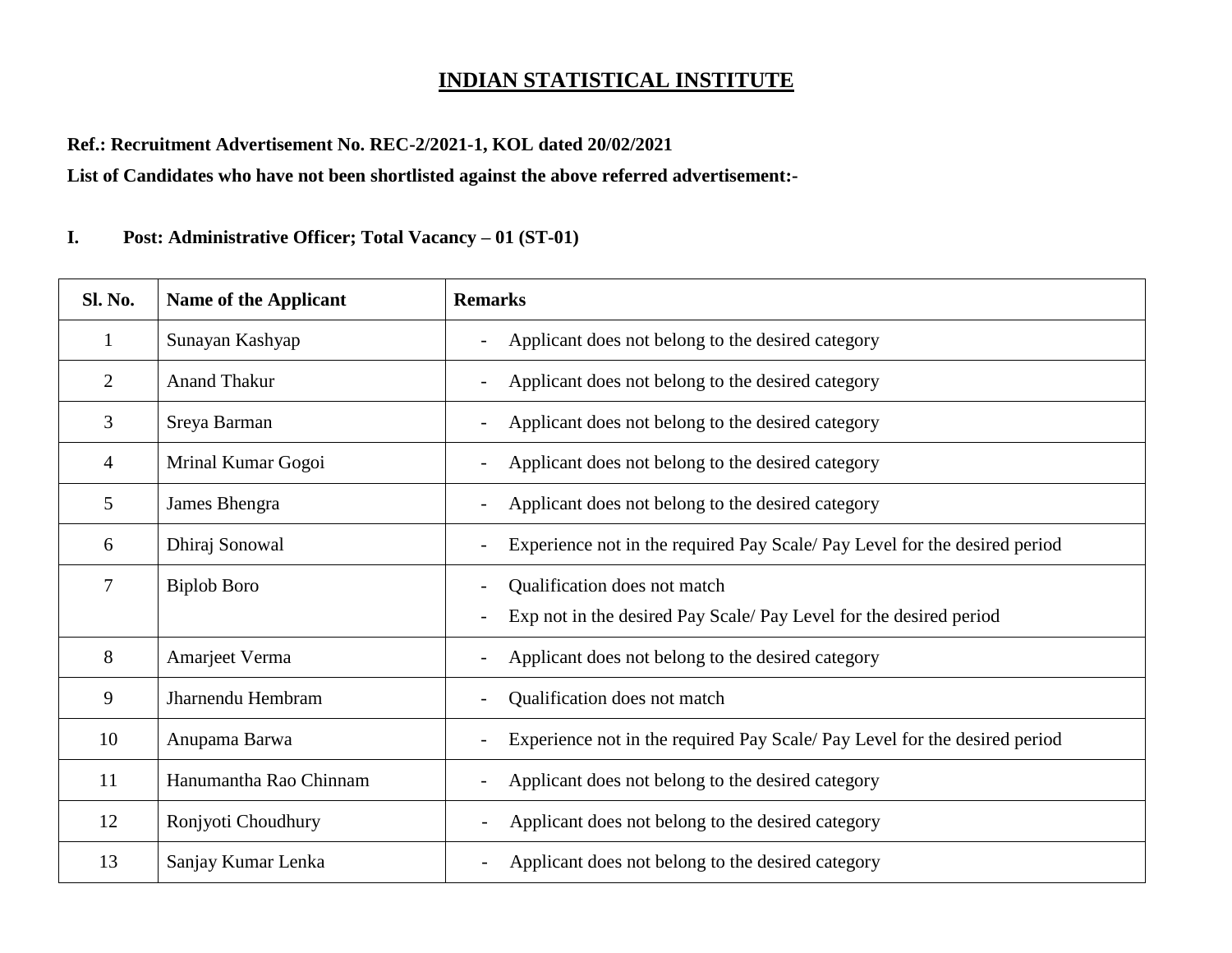# INDIAN STATISTICAL INSTITUTE

**Ref.: Recruitment Advertisement No. REC-2/2021-1, KOL dated 20/02/2021**

**List of Candidates who have not been shortlisted against the above referred advertisement:-**

**I. Post: Administrative Officer; Total Vacancy – 01 (ST-01)**

| Sl. No. | Name of the Applicant | Remarks |
|---|---|---|
| 1 | Sunayan Kashyap | - Applicant does not belong to the desired category |
| 2 | Anand Thakur | - Applicant does not belong to the desired category |
| 3 | Sreya Barman | - Applicant does not belong to the desired category |
| 4 | Mrinal Kumar Gogoi | - Applicant does not belong to the desired category |
| 5 | James Bhengra | - Applicant does not belong to the desired category |
| 6 | Dhiraj Sonowal | - Experience not in the required Pay Scale/ Pay Level for the desired period |
| 7 | Biplob Boro | - Qualification does not match<br>- Exp not in the desired Pay Scale/ Pay Level for the desired period |
| 8 | Amarjeet Verma | - Applicant does not belong to the desired category |
| 9 | Jharnendu Hembram | - Qualification does not match |
| 10 | Anupama Barwa | - Experience not in the required Pay Scale/ Pay Level for the desired period |
| 11 | Hanumantha Rao Chinnam | - Applicant does not belong to the desired category |
| 12 | Ronjyoti Choudhury | - Applicant does not belong to the desired category |
| 13 | Sanjay Kumar Lenka | - Applicant does not belong to the desired category |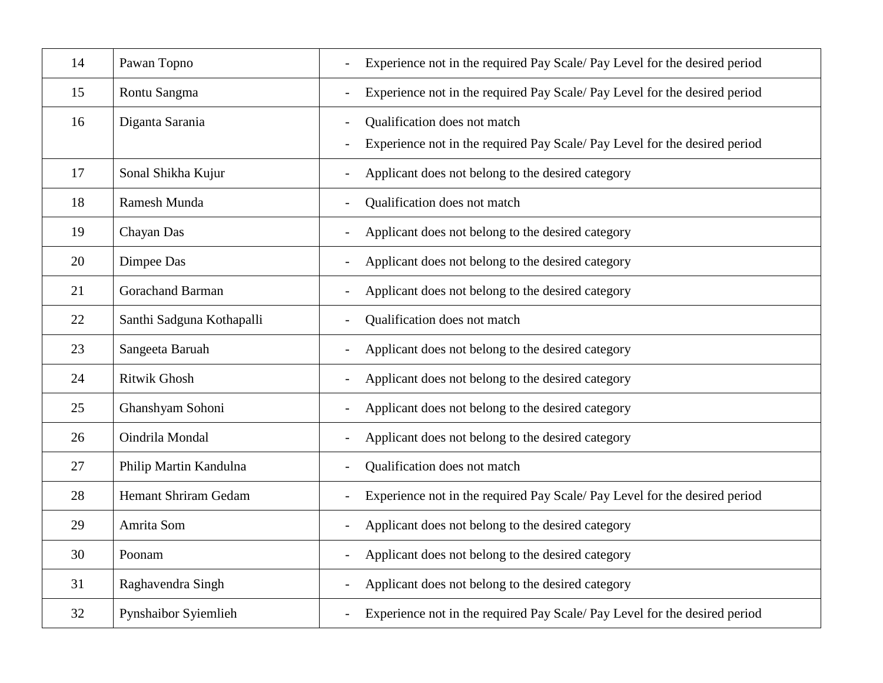| 14 | Pawan Topno | - Experience not in the required Pay Scale/ Pay Level for the desired period |
|---|---|---|
| 15 | Rontu Sangma | - Experience not in the required Pay Scale/ Pay Level for the desired period |
| 16 | Diganta Sarania | - Qualification does not match<br>- Experience not in the required Pay Scale/ Pay Level for the desired period |
| 17 | Sonal Shikha Kujur | - Applicant does not belong to the desired category |
| 18 | Ramesh Munda | - Qualification does not match |
| 19 | Chayan Das | - Applicant does not belong to the desired category |
| 20 | Dimpee Das | - Applicant does not belong to the desired category |
| 21 | Gorachand Barman | - Applicant does not belong to the desired category |
| 22 | Santhi Sadguna Kothapalli | - Qualification does not match |
| 23 | Sangeeta Baruah | - Applicant does not belong to the desired category |
| 24 | Ritwik Ghosh | - Applicant does not belong to the desired category |
| 25 | Ghanshyam Sohoni | - Applicant does not belong to the desired category |
| 26 | Oindrila Mondal | - Applicant does not belong to the desired category |
| 27 | Philip Martin Kandulna | - Qualification does not match |
| 28 | Hemant Shriram Gedam | - Experience not in the required Pay Scale/ Pay Level for the desired period |
| 29 | Amrita Som | - Applicant does not belong to the desired category |
| 30 | Poonam | - Applicant does not belong to the desired category |
| 31 | Raghavendra Singh | - Applicant does not belong to the desired category |
| 32 | Pynshaibor Syiemlieh | - Experience not in the required Pay Scale/ Pay Level for the desired period |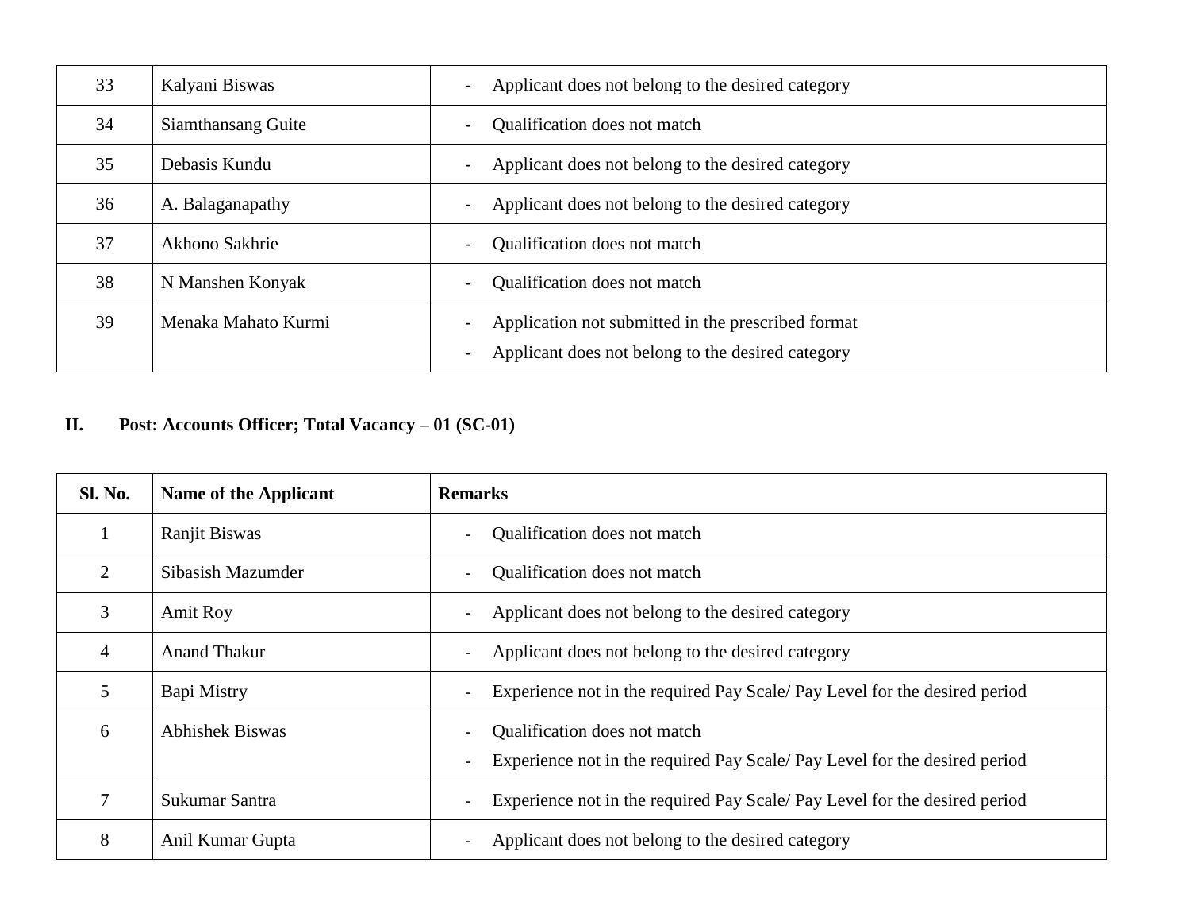| | | |
|---|---|---|
| 33 | Kalyani Biswas | - Applicant does not belong to the desired category |
| 34 | Siamthansang Guite | - Qualification does not match |
| 35 | Debasis Kundu | - Applicant does not belong to the desired category |
| 36 | A. Balaganapathy | - Applicant does not belong to the desired category |
| 37 | Akhono Sakhrie | - Qualification does not match |
| 38 | N Manshen Konyak | - Qualification does not match |
| 39 | Menaka Mahato Kurmi | - Application not submitted in the prescribed format<br>- Applicant does not belong to the desired category |

**II. Post: Accounts Officer; Total Vacancy – 01 (SC-01)**

| Sl. No. | Name of the Applicant | Remarks |
|---|---|---|
| 1 | Ranjit Biswas | - Qualification does not match |
| 2 | Sibasish Mazumder | - Qualification does not match |
| 3 | Amit Roy | - Applicant does not belong to the desired category |
| 4 | Anand Thakur | - Applicant does not belong to the desired category |
| 5 | Bapi Mistry | - Experience not in the required Pay Scale/ Pay Level for the desired period |
| 6 | Abhishek Biswas | - Qualification does not match<br>- Experience not in the required Pay Scale/ Pay Level for the desired period |
| 7 | Sukumar Santra | - Experience not in the required Pay Scale/ Pay Level for the desired period |
| 8 | Anil Kumar Gupta | - Applicant does not belong to the desired category |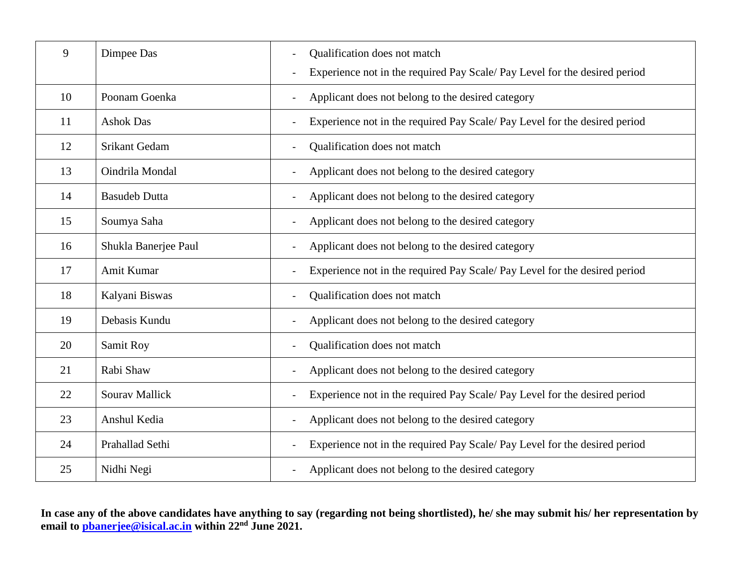| | | |
|---|---|---|
| 9 | Dimpee Das | - Qualification does not match<br>- Experience not in the required Pay Scale/ Pay Level for the desired period |
| 10 | Poonam Goenka | - Applicant does not belong to the desired category |
| 11 | Ashok Das | - Experience not in the required Pay Scale/ Pay Level for the desired period |
| 12 | Srikant Gedam | - Qualification does not match |
| 13 | Oindrila Mondal | - Applicant does not belong to the desired category |
| 14 | Basudeb Dutta | - Applicant does not belong to the desired category |
| 15 | Soumya Saha | - Applicant does not belong to the desired category |
| 16 | Shukla Banerjee Paul | - Applicant does not belong to the desired category |
| 17 | Amit Kumar | - Experience not in the required Pay Scale/ Pay Level for the desired period |
| 18 | Kalyani Biswas | - Qualification does not match |
| 19 | Debasis Kundu | - Applicant does not belong to the desired category |
| 20 | Samit Roy | - Qualification does not match |
| 21 | Rabi Shaw | - Applicant does not belong to the desired category |
| 22 | Sourav Mallick | - Experience not in the required Pay Scale/ Pay Level for the desired period |
| 23 | Anshul Kedia | - Applicant does not belong to the desired category |
| 24 | Prahallad Sethi | - Experience not in the required Pay Scale/ Pay Level for the desired period |
| 25 | Nidhi Negi | - Applicant does not belong to the desired category |

**In case any of the above candidates have anything to say (regarding not being shortlisted), he/ she may submit his/ her representation by email to [pbanerjee@isical.ac.in](mailto:pbanerjee@isical.ac.in) within 22nd June 2021.**